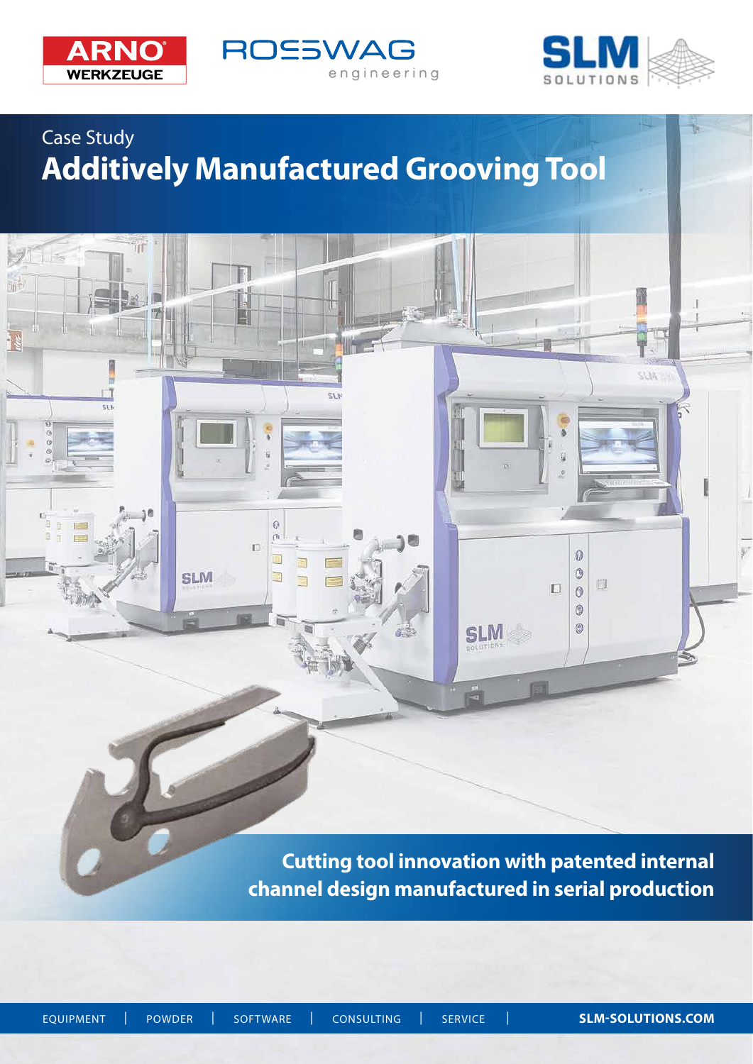ARNO WERKZEUGE

ROSSWAG engineering

SLM SOLUTIONS

Case Study

# Additively Manufactured Grooving Tool

**Cutting tool innovation with patented internal channel design manufactured in serial production**

EQUIPMENT | POWDER | SOFTWARE | CONSULTING | SERVICE | **SLM-SOLUTIONS.COM**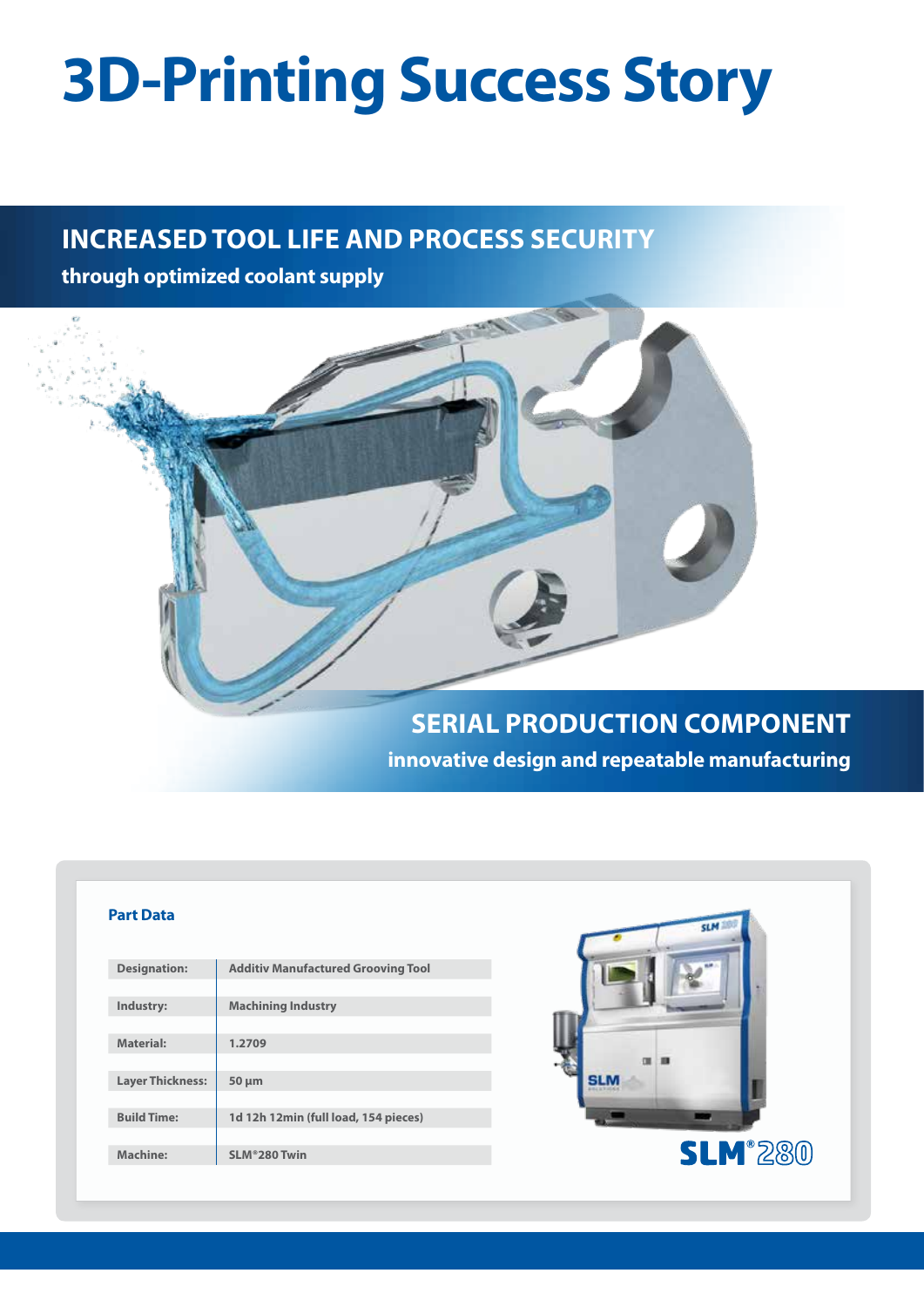# 3D-Printing Success Story

## INCREASED TOOL LIFE AND PROCESS SECURITY

**through optimized coolant supply**

## SERIAL PRODUCTION COMPONENT

**innovative design and repeatable manufacturing**

### Part Data

| Designation: | Additiv Manufactured Grooving Tool |
|---|---|
| Industry: | Machining Industry |
| Material: | 1.2709 |
| Layer Thickness: | 50 µm |
| Build Time: | 1d 12h 12min (full load, 154 pieces) |
| Machine: | SLM®280 Twin |

SLM®280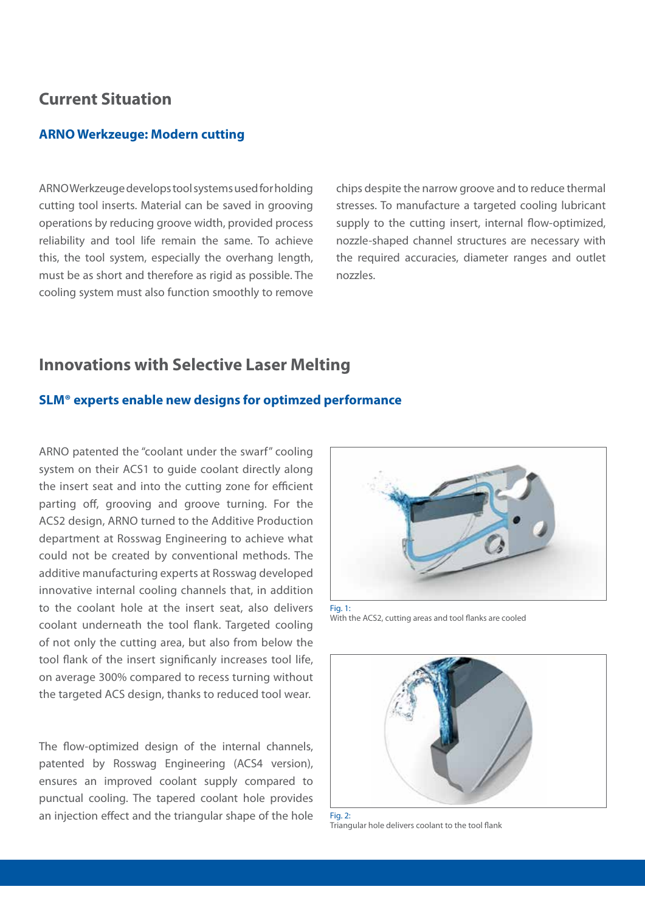## Current Situation

### ARNO Werkzeuge: Modern cutting

ARNO Werkzeuge develops tool systems used for holding cutting tool inserts. Material can be saved in grooving operations by reducing groove width, provided process reliability and tool life remain the same. To achieve this, the tool system, especially the overhang length, must be as short and therefore as rigid as possible. The cooling system must also function smoothly to remove chips despite the narrow groove and to reduce thermal stresses. To manufacture a targeted cooling lubricant supply to the cutting insert, internal flow-optimized, nozzle-shaped channel structures are necessary with the required accuracies, diameter ranges and outlet nozzles.

## Innovations with Selective Laser Melting

### SLM® experts enable new designs for optimzed performance

ARNO patented the "coolant under the swarf" cooling system on their ACS1 to guide coolant directly along the insert seat and into the cutting zone for efficient parting off, grooving and groove turning. For the ACS2 design, ARNO turned to the Additive Production department at Rosswag Engineering to achieve what could not be created by conventional methods. The additive manufacturing experts at Rosswag developed innovative internal cooling channels that, in addition to the coolant hole at the insert seat, also delivers coolant underneath the tool flank. Targeted cooling of not only the cutting area, but also from below the tool flank of the insert significanly increases tool life, on average 300% compared to recess turning without the targeted ACS design, thanks to reduced tool wear.

The flow-optimized design of the internal channels, patented by Rosswag Engineering (ACS4 version), ensures an improved coolant supply compared to punctual cooling. The tapered coolant hole provides an injection effect and the triangular shape of the hole

Fig. 1:
With the ACS2, cutting areas and tool flanks are cooled

Fig. 2:
Triangular hole delivers coolant to the tool flank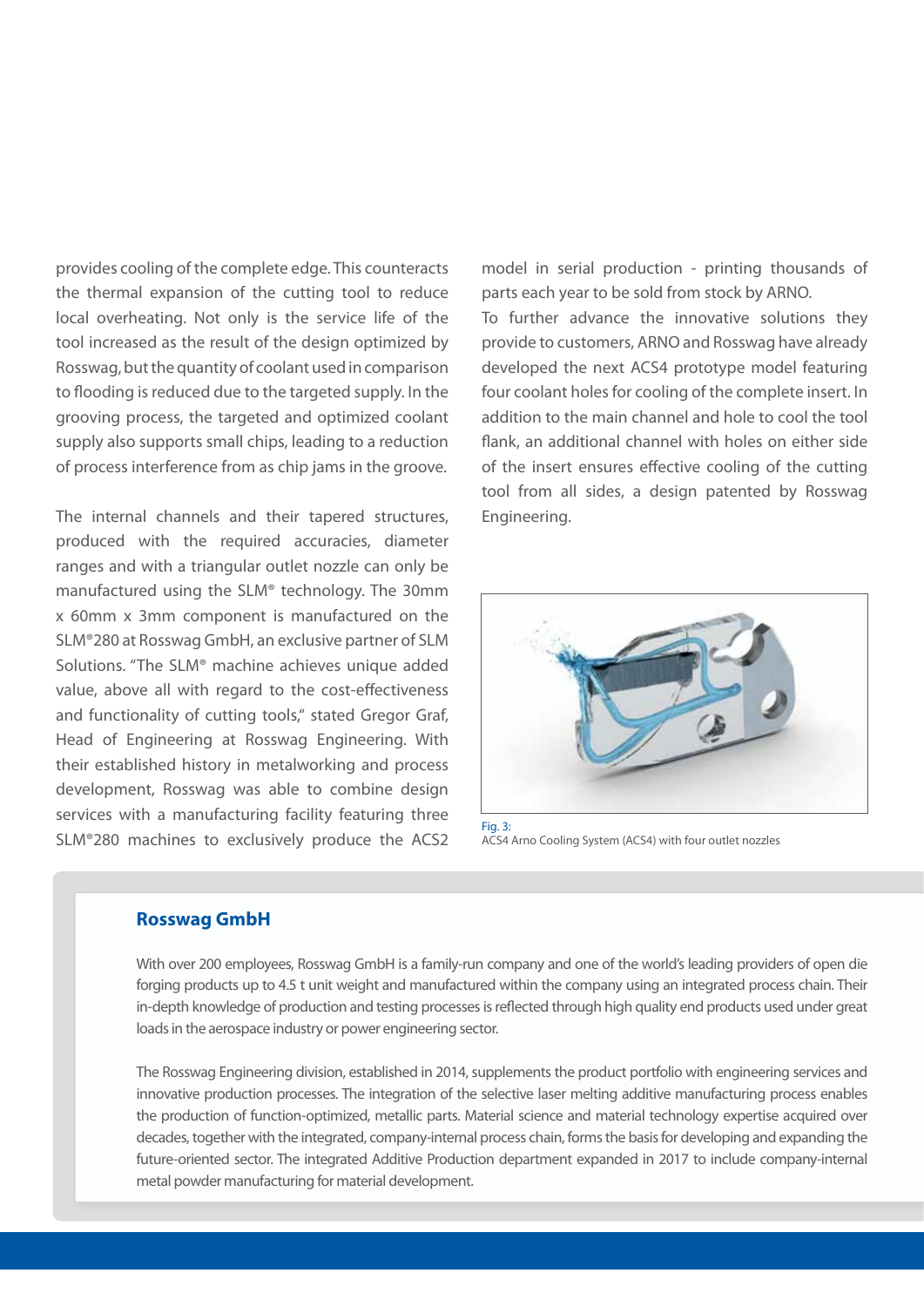provides cooling of the complete edge. This counteracts the thermal expansion of the cutting tool to reduce local overheating. Not only is the service life of the tool increased as the result of the design optimized by Rosswag, but the quantity of coolant used in comparison to flooding is reduced due to the targeted supply. In the grooving process, the targeted and optimized coolant supply also supports small chips, leading to a reduction of process interference from as chip jams in the groove.

The internal channels and their tapered structures, produced with the required accuracies, diameter ranges and with a triangular outlet nozzle can only be manufactured using the SLM® technology. The 30mm x 60mm x 3mm component is manufactured on the SLM®280 at Rosswag GmbH, an exclusive partner of SLM Solutions. "The SLM® machine achieves unique added value, above all with regard to the cost-effectiveness and functionality of cutting tools," stated Gregor Graf, Head of Engineering at Rosswag Engineering. With their established history in metalworking and process development, Rosswag was able to combine design services with a manufacturing facility featuring three SLM®280 machines to exclusively produce the ACS2 model in serial production - printing thousands of parts each year to be sold from stock by ARNO.

To further advance the innovative solutions they provide to customers, ARNO and Rosswag have already developed the next ACS4 prototype model featuring four coolant holes for cooling of the complete insert. In addition to the main channel and hole to cool the tool flank, an additional channel with holes on either side of the insert ensures effective cooling of the cutting tool from all sides, a design patented by Rosswag Engineering.

Fig. 3:
ACS4 Arno Cooling System (ACS4) with four outlet nozzles

## Rosswag GmbH

With over 200 employees, Rosswag GmbH is a family-run company and one of the world's leading providers of open die forging products up to 4.5 t unit weight and manufactured within the company using an integrated process chain. Their in-depth knowledge of production and testing processes is reflected through high quality end products used under great loads in the aerospace industry or power engineering sector.

The Rosswag Engineering division, established in 2014, supplements the product portfolio with engineering services and innovative production processes. The integration of the selective laser melting additive manufacturing process enables the production of function-optimized, metallic parts. Material science and material technology expertise acquired over decades, together with the integrated, company-internal process chain, forms the basis for developing and expanding the future-oriented sector. The integrated Additive Production department expanded in 2017 to include company-internal metal powder manufacturing for material development.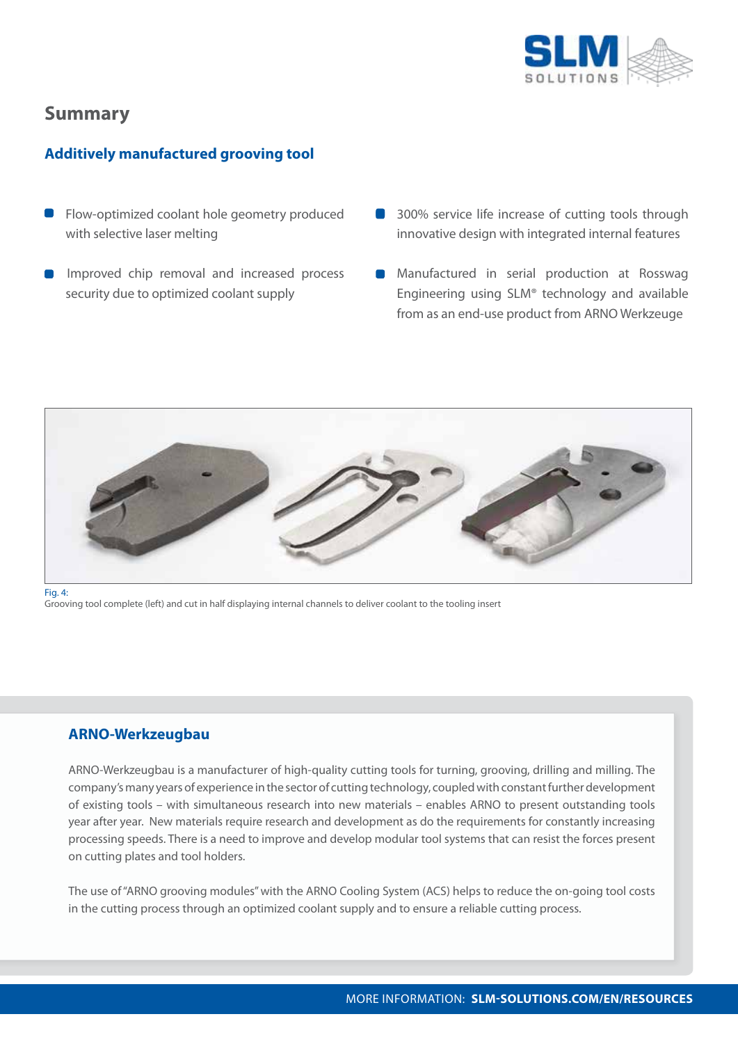## Summary

### Additively manufactured grooving tool

- Flow-optimized coolant hole geometry produced with selective laser melting
- Improved chip removal and increased process security due to optimized coolant supply
- 300% service life increase of cutting tools through innovative design with integrated internal features
- Manufactured in serial production at Rosswag Engineering using SLM® technology and available from as an end-use product from ARNO Werkzeuge

Fig. 4:
Grooving tool complete (left) and cut in half displaying internal channels to deliver coolant to the tooling insert

### ARNO-Werkzeugbau

ARNO-Werkzeugbau is a manufacturer of high-quality cutting tools for turning, grooving, drilling and milling. The company's many years of experience in the sector of cutting technology, coupled with constant further development of existing tools – with simultaneous research into new materials – enables ARNO to present outstanding tools year after year. New materials require research and development as do the requirements for constantly increasing processing speeds. There is a need to improve and develop modular tool systems that can resist the forces present on cutting plates and tool holders.

The use of "ARNO grooving modules" with the ARNO Cooling System (ACS) helps to reduce the on-going tool costs in the cutting process through an optimized coolant supply and to ensure a reliable cutting process.

MORE INFORMATION: **SLM-SOLUTIONS.COM/EN/RESOURCES**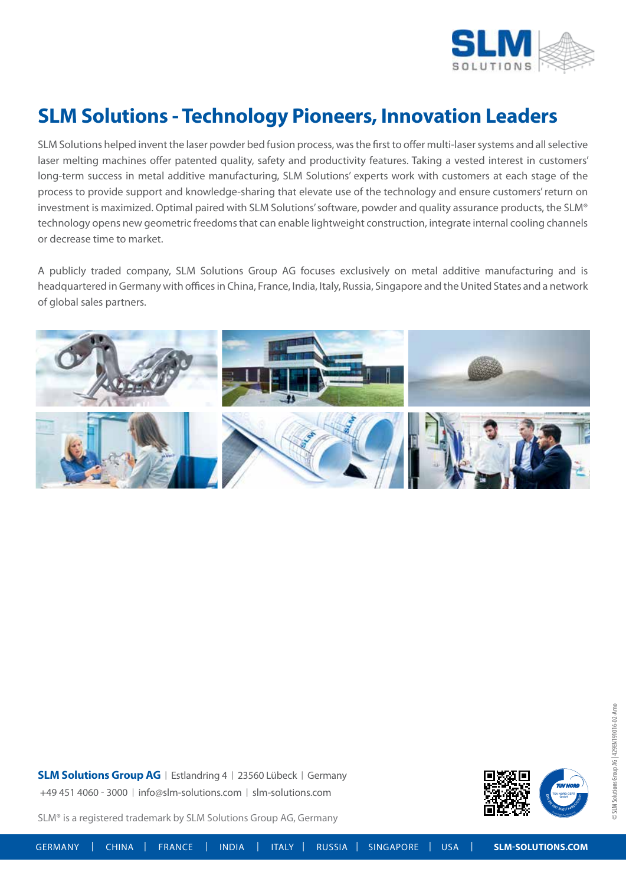# SLM Solutions - Technology Pioneers, Innovation Leaders

SLM Solutions helped invent the laser powder bed fusion process, was the first to offer multi-laser systems and all selective laser melting machines offer patented quality, safety and productivity features. Taking a vested interest in customers' long-term success in metal additive manufacturing, SLM Solutions' experts work with customers at each stage of the process to provide support and knowledge-sharing that elevate use of the technology and ensure customers' return on investment is maximized. Optimal paired with SLM Solutions' software, powder and quality assurance products, the SLM® technology opens new geometric freedoms that can enable lightweight construction, integrate internal cooling channels or decrease time to market.

A publicly traded company, SLM Solutions Group AG focuses exclusively on metal additive manufacturing and is headquartered in Germany with offices in China, France, India, Italy, Russia, Singapore and the United States and a network of global sales partners.

**SLM Solutions Group AG** | Estlandring 4 | 23560 Lübeck | Germany
+49 451 4060 - 3000 | info@slm-solutions.com | slm-solutions.com

SLM® is a registered trademark by SLM Solutions Group AG, Germany

GERMANY | CHINA | FRANCE | INDIA | ITALY | RUSSIA | SINGAPORE | USA | **SLM-SOLUTIONS.COM**

© SLM Solutions Group AG | 429EN191016-02-Amo